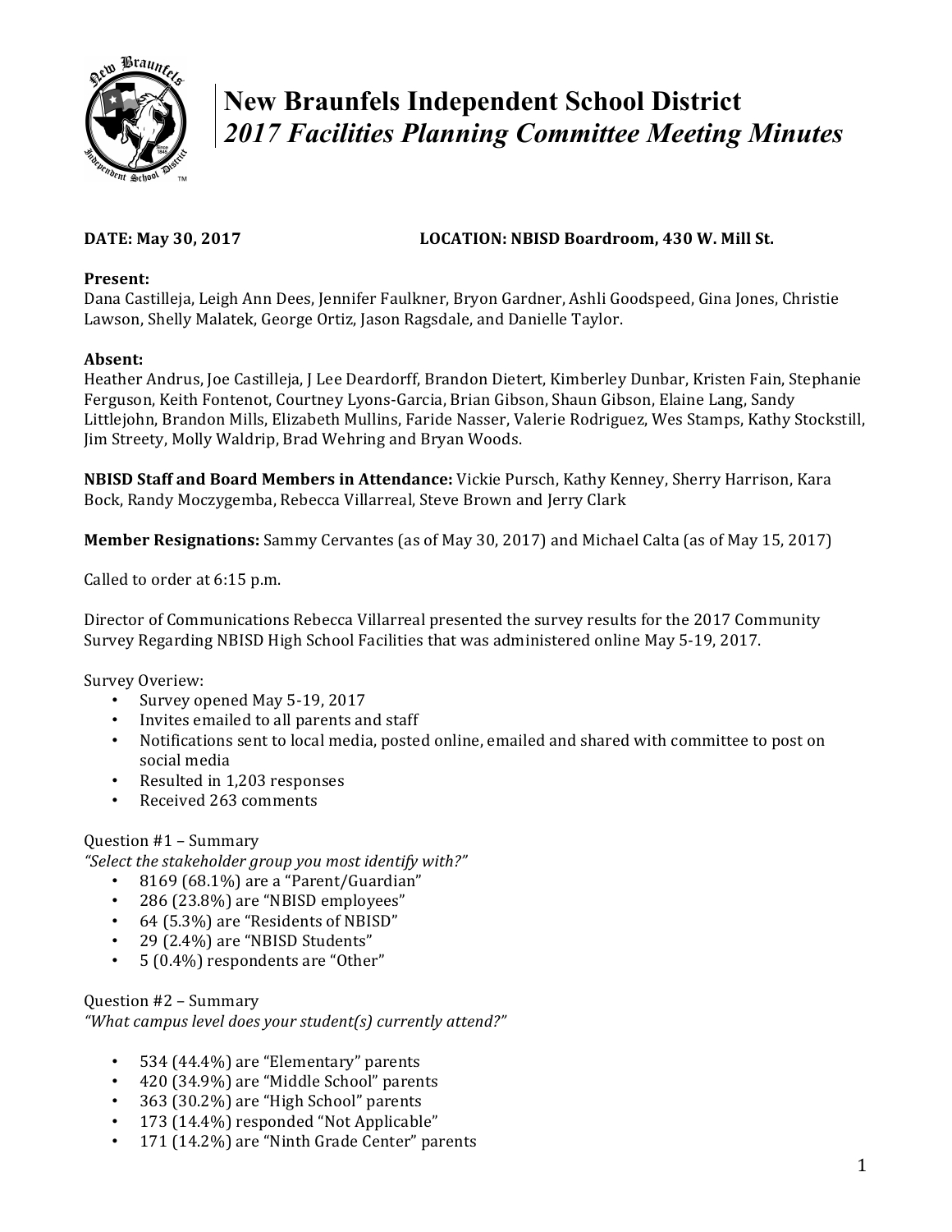# New Braunfels Independent School District

## *2017 Facilities Planning Committee Meeting Minutes*

**DATE: May 30, 2017** **LOCATION: NBISD Boardroom, 430 W. Mill St.**

**Present:**
Dana Castilleja, Leigh Ann Dees, Jennifer Faulkner, Bryon Gardner, Ashli Goodspeed, Gina Jones, Christie Lawson, Shelly Malatek, George Ortiz, Jason Ragsdale, and Danielle Taylor.

**Absent:**
Heather Andrus, Joe Castilleja, J Lee Deardorff, Brandon Dietert, Kimberley Dunbar, Kristen Fain, Stephanie Ferguson, Keith Fontenot, Courtney Lyons-Garcia, Brian Gibson, Shaun Gibson, Elaine Lang, Sandy Littlejohn, Brandon Mills, Elizabeth Mullins, Faride Nasser, Valerie Rodriguez, Wes Stamps, Kathy Stockstill, Jim Streety, Molly Waldrip, Brad Wehring and Bryan Woods.

**NBISD Staff and Board Members in Attendance:** Vickie Pursch, Kathy Kenney, Sherry Harrison, Kara Bock, Randy Moczygemba, Rebecca Villarreal, Steve Brown and Jerry Clark

**Member Resignations:** Sammy Cervantes (as of May 30, 2017) and Michael Calta (as of May 15, 2017)

Called to order at 6:15 p.m.

Director of Communications Rebecca Villarreal presented the survey results for the 2017 Community Survey Regarding NBISD High School Facilities that was administered online May 5-19, 2017.

Survey Overview:

- Survey opened May 5-19, 2017
- Invites emailed to all parents and staff
- Notifications sent to local media, posted online, emailed and shared with committee to post on social media
- Resulted in 1,203 responses
- Received 263 comments

Question #1 – Summary
*"Select the stakeholder group you most identify with?"*

- 8169 (68.1%) are a "Parent/Guardian"
- 286 (23.8%) are "NBISD employees"
- 64 (5.3%) are "Residents of NBISD"
- 29 (2.4%) are "NBISD Students"
- 5 (0.4%) respondents are "Other"

Question #2 – Summary
*"What campus level does your student(s) currently attend?"*

- 534 (44.4%) are "Elementary" parents
- 420 (34.9%) are "Middle School" parents
- 363 (30.2%) are "High School" parents
- 173 (14.4%) responded "Not Applicable"
- 171 (14.2%) are "Ninth Grade Center" parents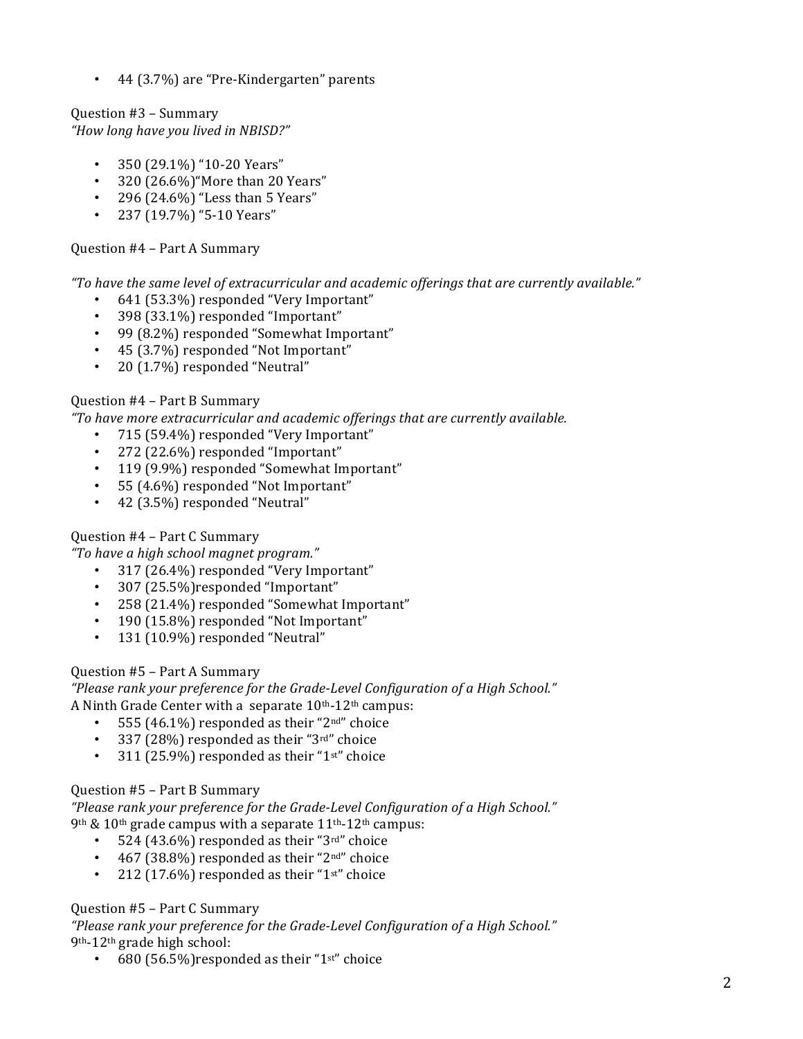- 44 (3.7%) are "Pre-Kindergarten" parents

Question #3 – Summary
*"How long have you lived in NBISD?"*

- 350 (29.1%) "10-20 Years"
- 320 (26.6%)"More than 20 Years"
- 296 (24.6%) "Less than 5 Years"
- 237 (19.7%) "5-10 Years"

Question #4 – Part A Summary

*"To have the same level of extracurricular and academic offerings that are currently available."*

- 641 (53.3%) responded "Very Important"
- 398 (33.1%) responded "Important"
- 99 (8.2%) responded "Somewhat Important"
- 45 (3.7%) responded "Not Important"
- 20 (1.7%) responded "Neutral"

Question #4 – Part B Summary
*"To have more extracurricular and academic offerings that are currently available.*

- 715 (59.4%) responded "Very Important"
- 272 (22.6%) responded "Important"
- 119 (9.9%) responded "Somewhat Important"
- 55 (4.6%) responded "Not Important"
- 42 (3.5%) responded "Neutral"

Question #4 – Part C Summary
*"To have a high school magnet program."*

- 317 (26.4%) responded "Very Important"
- 307 (25.5%)responded "Important"
- 258 (21.4%) responded "Somewhat Important"
- 190 (15.8%) responded "Not Important"
- 131 (10.9%) responded "Neutral"

Question #5 – Part A Summary
*"Please rank your preference for the Grade-Level Configuration of a High School."*
A Ninth Grade Center with a separate 10th-12th campus:

- 555 (46.1%) responded as their "2nd" choice
- 337 (28%) responded as their "3rd" choice
- 311 (25.9%) responded as their "1st" choice

Question #5 – Part B Summary
*"Please rank your preference for the Grade-Level Configuration of a High School."*
9th & 10th grade campus with a separate 11th-12th campus:

- 524 (43.6%) responded as their "3rd" choice
- 467 (38.8%) responded as their "2nd" choice
- 212 (17.6%) responded as their "1st" choice

Question #5 – Part C Summary
*"Please rank your preference for the Grade-Level Configuration of a High School."*
9th-12th grade high school:

- 680 (56.5%)responded as their "1st" choice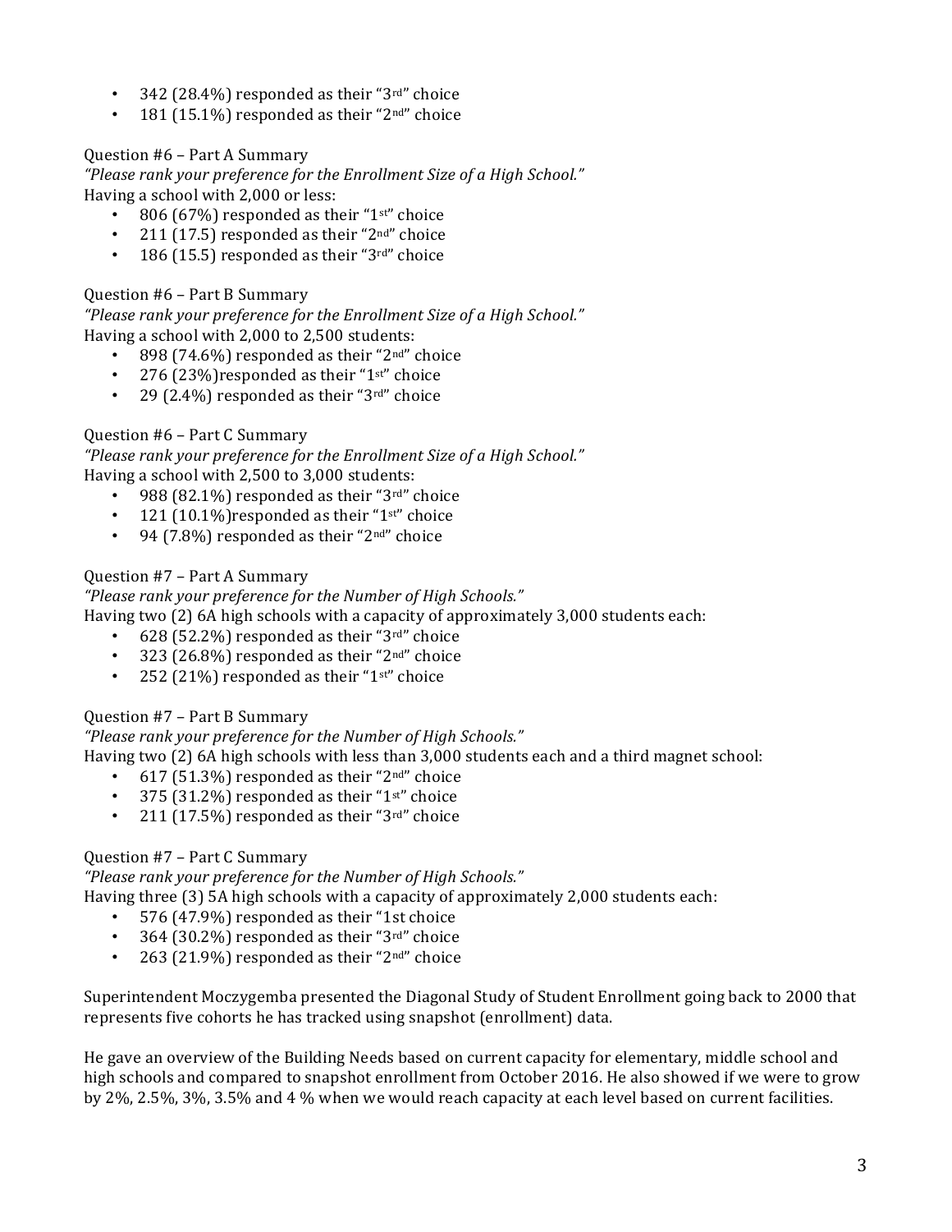- 342 (28.4%) responded as their "3rd" choice
- 181 (15.1%) responded as their "2nd" choice

Question #6 – Part A Summary
*"Please rank your preference for the Enrollment Size of a High School."*
Having a school with 2,000 or less:

- 806 (67%) responded as their "1st" choice
- 211 (17.5) responded as their "2nd" choice
- 186 (15.5) responded as their "3rd" choice

Question #6 – Part B Summary
*"Please rank your preference for the Enrollment Size of a High School."*
Having a school with 2,000 to 2,500 students:

- 898 (74.6%) responded as their "2nd" choice
- 276 (23%)responded as their "1st" choice
- 29 (2.4%) responded as their "3rd" choice

Question #6 – Part C Summary
*"Please rank your preference for the Enrollment Size of a High School."*
Having a school with 2,500 to 3,000 students:

- 988 (82.1%) responded as their "3rd" choice
- 121 (10.1%)responded as their "1st" choice
- 94 (7.8%) responded as their "2nd" choice

Question #7 – Part A Summary
*"Please rank your preference for the Number of High Schools."*
Having two (2) 6A high schools with a capacity of approximately 3,000 students each:

- 628 (52.2%) responded as their "3rd" choice
- 323 (26.8%) responded as their "2nd" choice
- 252 (21%) responded as their "1st" choice

Question #7 – Part B Summary
*"Please rank your preference for the Number of High Schools."*
Having two (2) 6A high schools with less than 3,000 students each and a third magnet school:

- 617 (51.3%) responded as their "2nd" choice
- 375 (31.2%) responded as their "1st" choice
- 211 (17.5%) responded as their "3rd" choice

Question #7 – Part C Summary
*"Please rank your preference for the Number of High Schools."*
Having three (3) 5A high schools with a capacity of approximately 2,000 students each:

- 576 (47.9%) responded as their "1st choice
- 364 (30.2%) responded as their "3rd" choice
- 263 (21.9%) responded as their "2nd" choice

Superintendent Moczygemba presented the Diagonal Study of Student Enrollment going back to 2000 that represents five cohorts he has tracked using snapshot (enrollment) data.

He gave an overview of the Building Needs based on current capacity for elementary, middle school and high schools and compared to snapshot enrollment from October 2016. He also showed if we were to grow by 2%, 2.5%, 3%, 3.5% and 4 % when we would reach capacity at each level based on current facilities.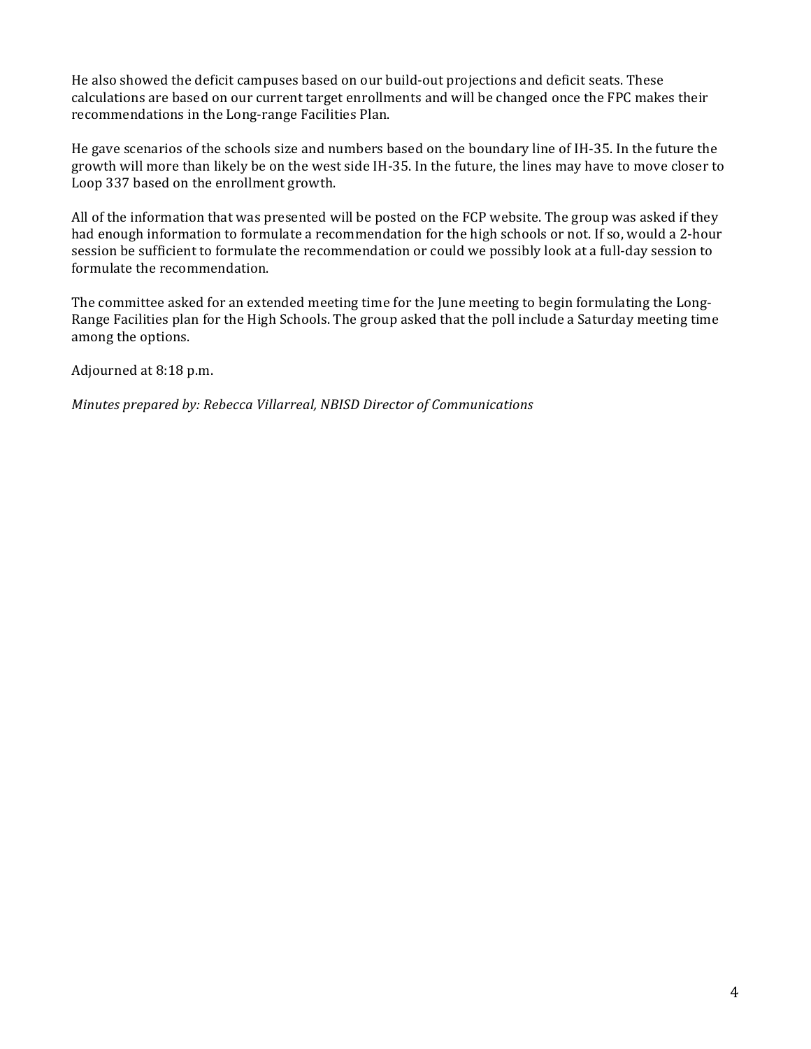He also showed the deficit campuses based on our build-out projections and deficit seats. These calculations are based on our current target enrollments and will be changed once the FPC makes their recommendations in the Long-range Facilities Plan.

He gave scenarios of the schools size and numbers based on the boundary line of IH-35. In the future the growth will more than likely be on the west side IH-35. In the future, the lines may have to move closer to Loop 337 based on the enrollment growth.

All of the information that was presented will be posted on the FCP website. The group was asked if they had enough information to formulate a recommendation for the high schools or not. If so, would a 2-hour session be sufficient to formulate the recommendation or could we possibly look at a full-day session to formulate the recommendation.

The committee asked for an extended meeting time for the June meeting to begin formulating the Long-Range Facilities plan for the High Schools. The group asked that the poll include a Saturday meeting time among the options.

Adjourned at 8:18 p.m.

*Minutes prepared by: Rebecca Villarreal, NBISD Director of Communications*